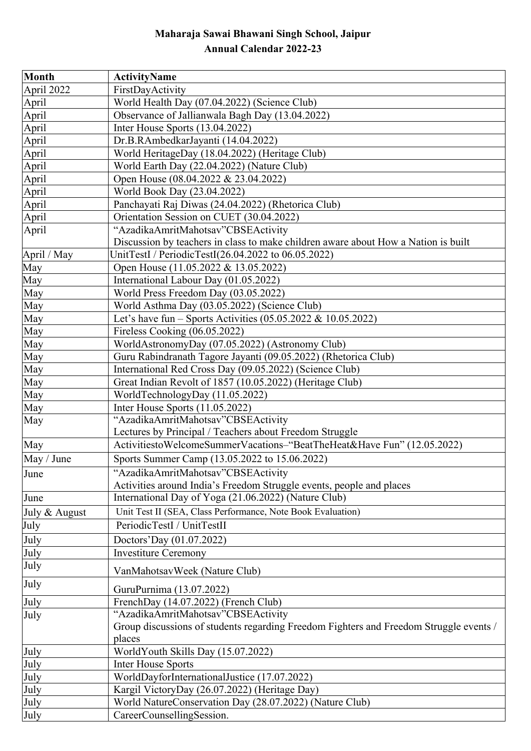**Maharaja Sawai Bhawani Singh School, Jaipur**
**Annual Calendar 2022-23**

| Month | ActivityName |
|---|---|
| April 2022 | FirstDayActivity |
| April | World Health Day (07.04.2022) (Science Club) |
| April | Observance of Jallianwala Bagh Day (13.04.2022) |
| April | Inter House Sports (13.04.2022) |
| April | Dr.B.RAmbedkarJayanti (14.04.2022) |
| April | World HeritageDay (18.04.2022) (Heritage Club) |
| April | World Earth Day (22.04.2022) (Nature Club) |
| April | Open House (08.04.2022 & 23.04.2022) |
| April | World Book Day (23.04.2022) |
| April | Panchayati Raj Diwas (24.04.2022) (Rhetorica Club) |
| April | Orientation Session on CUET (30.04.2022) |
| April | "AzadikaAmritMahotsav"CBSEActivity<br>Discussion by teachers in class to make children aware about How a Nation is built |
| April / May | UnitTestI / PeriodicTestI(26.04.2022 to 06.05.2022) |
| May | Open House (11.05.2022 & 13.05.2022) |
| May | International Labour Day (01.05.2022) |
| May | World Press Freedom Day (03.05.2022) |
| May | World Asthma Day (03.05.2022) (Science Club) |
| May | Let's have fun – Sports Activities (05.05.2022 & 10.05.2022) |
| May | Fireless Cooking (06.05.2022) |
| May | WorldAstronomyDay (07.05.2022) (Astronomy Club) |
| May | Guru Rabindranath Tagore Jayanti (09.05.2022) (Rhetorica Club) |
| May | International Red Cross Day (09.05.2022) (Science Club) |
| May | Great Indian Revolt of 1857 (10.05.2022) (Heritage Club) |
| May | WorldTechnologyDay (11.05.2022) |
| May | Inter House Sports (11.05.2022) |
| May | "AzadikaAmritMahotsav"CBSEActivity<br>Lectures by Principal / Teachers about Freedom Struggle |
| May | ActivitiestoWelcomeSummerVacations–"BeatTheHeat&Have Fun" (12.05.2022) |
| May / June | Sports Summer Camp (13.05.2022 to 15.06.2022) |
| June | "AzadikaAmritMahotsav"CBSEActivity<br>Activities around India's Freedom Struggle events, people and places |
| June | International Day of Yoga (21.06.2022) (Nature Club) |
| July & August | Unit Test II (SEA, Class Performance, Note Book Evaluation) |
| July | PeriodicTestI / UnitTestII |
| July | Doctors'Day (01.07.2022) |
| July | Investiture Ceremony |
| July | VanMahotsavWeek (Nature Club) |
| July | GuruPurnima (13.07.2022) |
| July | FrenchDay (14.07.2022) (French Club) |
| July | "AzadikaAmritMahotsav"CBSEActivity<br>Group discussions of students regarding Freedom Fighters and Freedom Struggle events / places |
| July | WorldYouth Skills Day (15.07.2022) |
| July | Inter House Sports |
| July | WorldDayforInternationalJustice (17.07.2022) |
| July | Kargil VictoryDay (26.07.2022) (Heritage Day) |
| July | World NatureConservation Day (28.07.2022) (Nature Club) |
| July | CareerCounsellingSession. |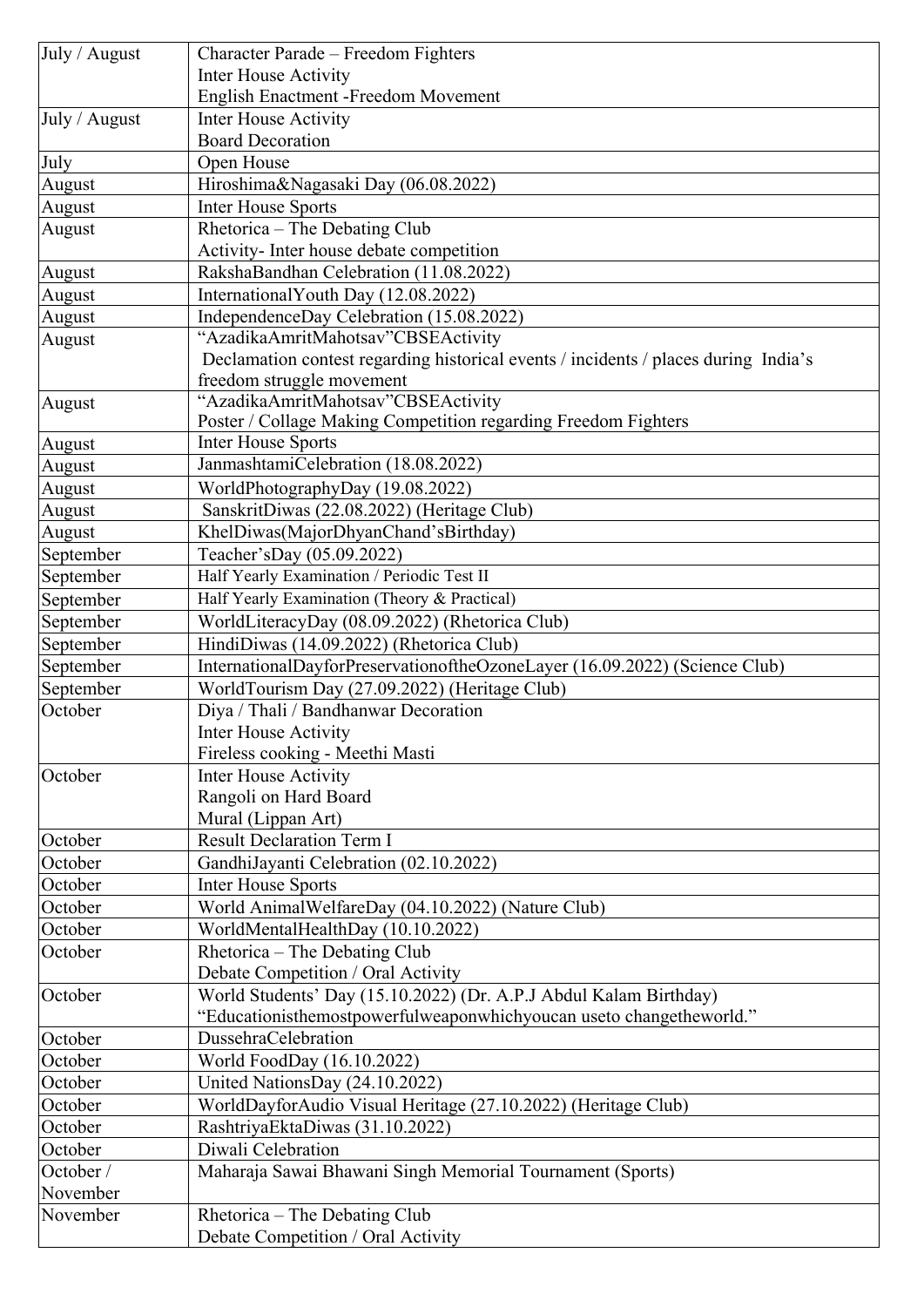| | |
|---|---|
| July / August | Character Parade – Freedom Fighters<br>Inter House Activity<br>English Enactment -Freedom Movement |
| July / August | Inter House Activity<br>Board Decoration |
| July | Open House |
| August | Hiroshima&Nagasaki Day (06.08.2022) |
| August | Inter House Sports |
| August | Rhetorica – The Debating Club<br>Activity- Inter house debate competition |
| August | RakshaBandhan Celebration (11.08.2022) |
| August | InternationalYouth Day (12.08.2022) |
| August | IndependenceDay Celebration (15.08.2022) |
| August | "AzadikaAmritMahotsav"CBSEActivity<br>Declamation contest regarding historical events / incidents / places during India's freedom struggle movement |
| August | "AzadikaAmritMahotsav"CBSEActivity<br>Poster / Collage Making Competition regarding Freedom Fighters |
| August | Inter House Sports |
| August | JanmashtamiCelebration (18.08.2022) |
| August | WorldPhotographyDay (19.08.2022) |
| August | SanskritDiwas (22.08.2022) (Heritage Club) |
| August | KhelDiwas(MajorDhyanChand'sBirthday) |
| September | Teacher'sDay (05.09.2022) |
| September | Half Yearly Examination / Periodic Test II |
| September | Half Yearly Examination (Theory & Practical) |
| September | WorldLiteracyDay (08.09.2022) (Rhetorica Club) |
| September | HindiDiwas (14.09.2022) (Rhetorica Club) |
| September | InternationalDayforPreservationoftheOzoneLayer (16.09.2022) (Science Club) |
| September | WorldTourism Day (27.09.2022) (Heritage Club) |
| October | Diya / Thali / Bandhanwar Decoration<br>Inter House Activity<br>Fireless cooking - Meethi Masti |
| October | Inter House Activity<br>Rangoli on Hard Board<br>Mural (Lippan Art) |
| October | Result Declaration Term I |
| October | GandhiJayanti Celebration (02.10.2022) |
| October | Inter House Sports |
| October | World AnimalWelfareDay (04.10.2022) (Nature Club) |
| October | WorldMentalHealthDay (10.10.2022) |
| October | Rhetorica – The Debating Club<br>Debate Competition / Oral Activity |
| October | World Students' Day (15.10.2022) (Dr. A.P.J Abdul Kalam Birthday)<br>"Educationisthemostpowerfulweaponwhichyoucan useto changetheworld." |
| October | DussehraCelebration |
| October | World FoodDay (16.10.2022) |
| October | United NationsDay (24.10.2022) |
| October | WorldDayforAudio Visual Heritage (27.10.2022) (Heritage Club) |
| October | RashtriyaEktaDiwas (31.10.2022) |
| October | Diwali Celebration |
| October / November | Maharaja Sawai Bhawani Singh Memorial Tournament (Sports) |
| November | Rhetorica – The Debating Club<br>Debate Competition / Oral Activity |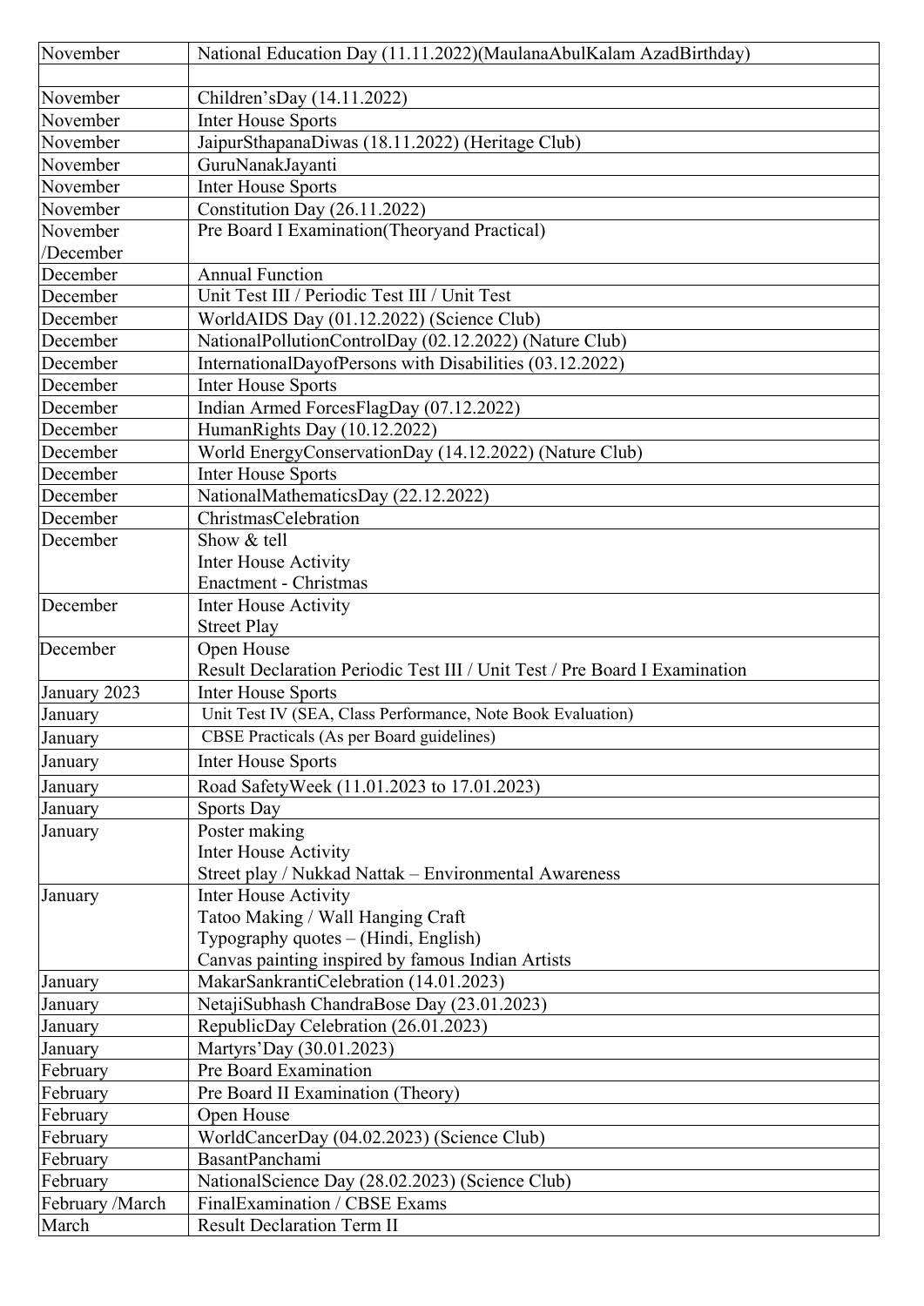| | |
|---|---|
| November | National Education Day (11.11.2022)(MaulanaAbulKalam AzadBirthday) |
| | |
| November | Children'sDay (14.11.2022) |
| November | Inter House Sports |
| November | JaipurSthapanaDiwas (18.11.2022) (Heritage Club) |
| November | GuruNanakJayanti |
| November | Inter House Sports |
| November | Constitution Day (26.11.2022) |
| November /December | Pre Board I Examination(Theoryand Practical) |
| December | Annual Function |
| December | Unit Test III / Periodic Test III / Unit Test |
| December | WorldAIDS Day (01.12.2022) (Science Club) |
| December | NationalPollutionControlDay (02.12.2022) (Nature Club) |
| December | InternationalDayofPersons with Disabilities (03.12.2022) |
| December | Inter House Sports |
| December | Indian Armed ForcesFlagDay (07.12.2022) |
| December | HumanRights Day (10.12.2022) |
| December | World EnergyConservationDay (14.12.2022) (Nature Club) |
| December | Inter House Sports |
| December | NationalMathematicsDay (22.12.2022) |
| December | ChristmasCelebration |
| December | Show & tell<br>Inter House Activity<br>Enactment - Christmas |
| December | Inter House Activity<br>Street Play |
| December | Open House<br>Result Declaration Periodic Test III / Unit Test / Pre Board I Examination |
| January 2023 | Inter House Sports |
| January | Unit Test IV (SEA, Class Performance, Note Book Evaluation) |
| January | CBSE Practicals (As per Board guidelines) |
| January | Inter House Sports |
| January | Road SafetyWeek (11.01.2023 to 17.01.2023) |
| January | Sports Day |
| January | Poster making<br>Inter House Activity<br>Street play / Nukkad Nattak – Environmental Awareness |
| January | Inter House Activity<br>Tatoo Making / Wall Hanging Craft<br>Typography quotes – (Hindi, English)<br>Canvas painting inspired by famous Indian Artists |
| January | MakarSankrantiCelebration (14.01.2023) |
| January | NetajiSubhash ChandraBose Day (23.01.2023) |
| January | RepublicDay Celebration (26.01.2023) |
| January | Martyrs'Day (30.01.2023) |
| February | Pre Board Examination |
| February | Pre Board II Examination (Theory) |
| February | Open House |
| February | WorldCancerDay (04.02.2023) (Science Club) |
| February | BasantPanchami |
| February | NationalScience Day (28.02.2023) (Science Club) |
| February /March | FinalExamination / CBSE Exams |
| March | Result Declaration Term II |